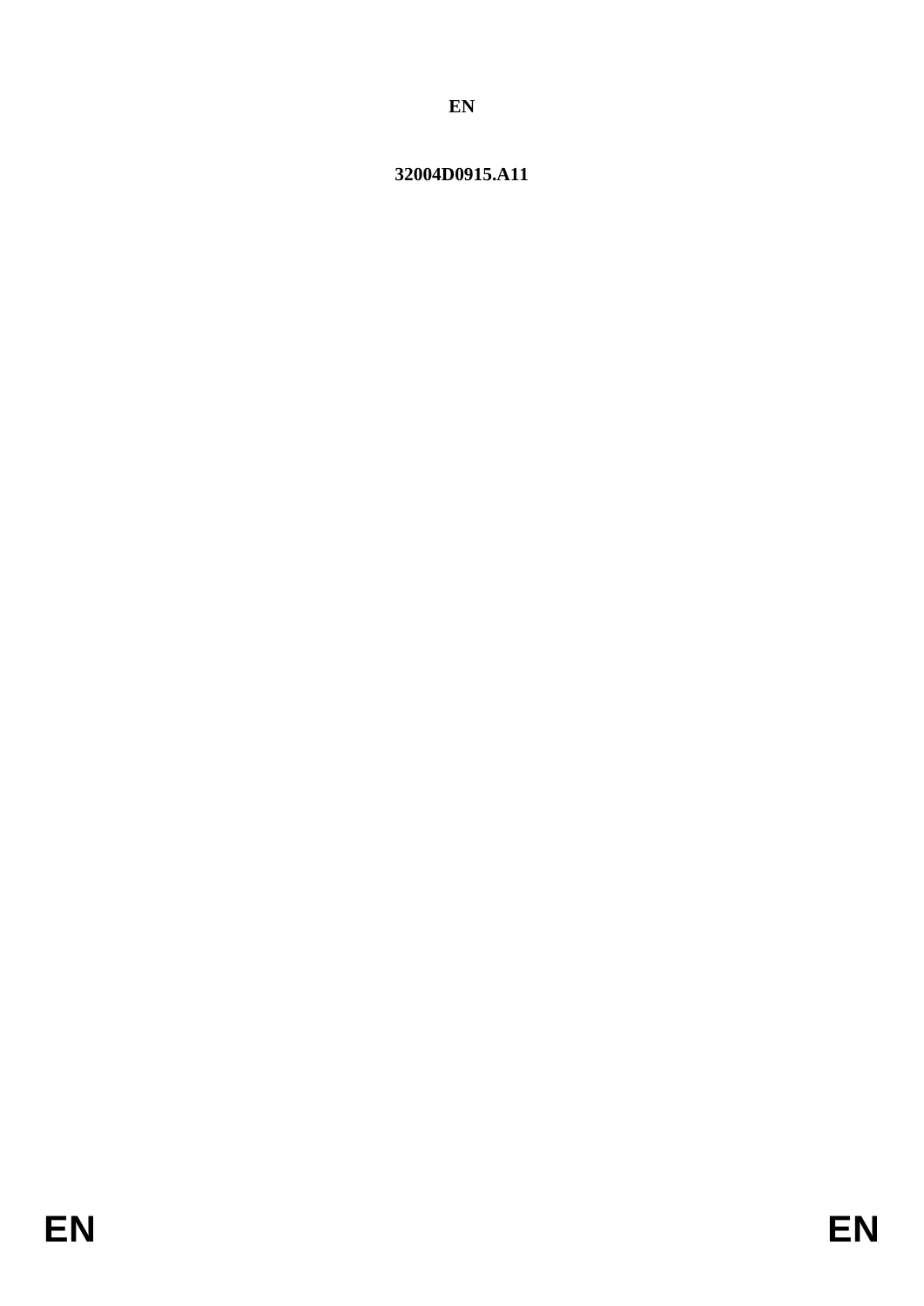**EN**

**32004D0915.A11**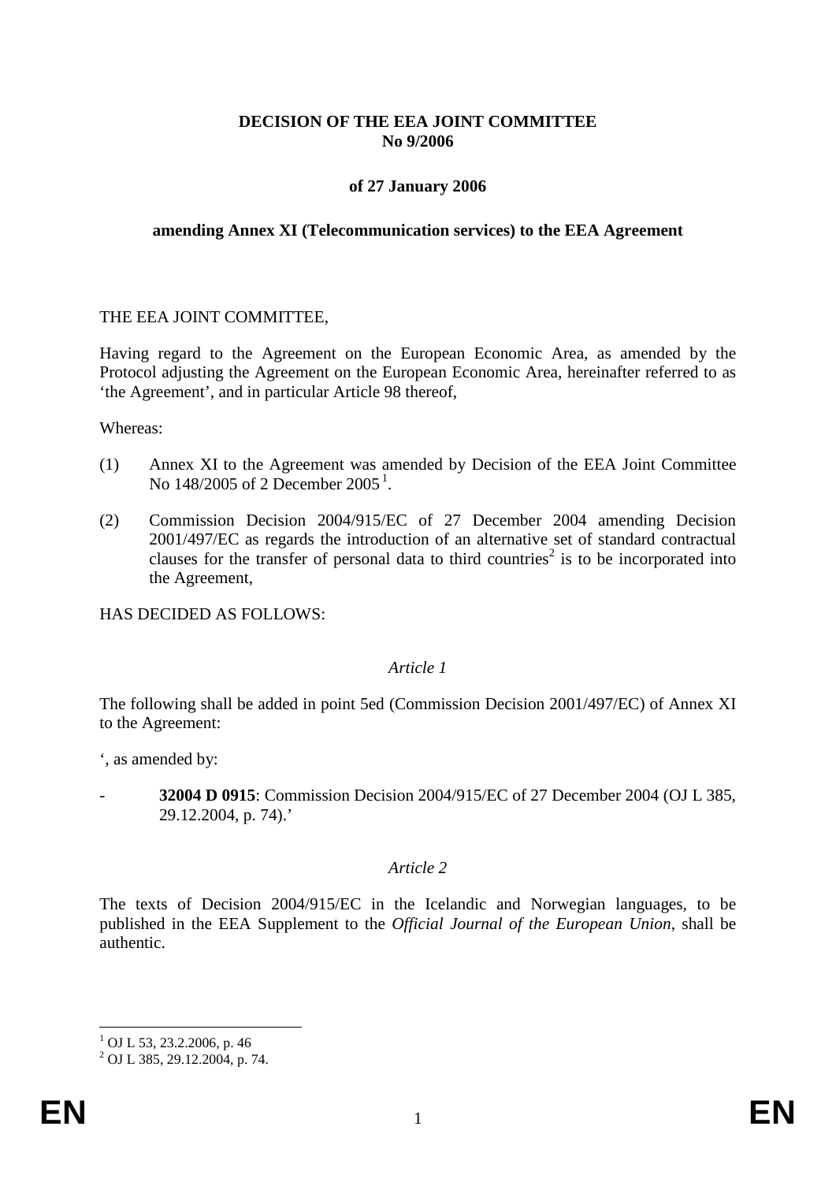**DECISION OF THE EEA JOINT COMMITTEE**
**No 9/2006**

**of 27 January 2006**

**amending Annex XI (Telecommunication services) to the EEA Agreement**

THE EEA JOINT COMMITTEE,

Having regard to the Agreement on the European Economic Area, as amended by the Protocol adjusting the Agreement on the European Economic Area, hereinafter referred to as 'the Agreement', and in particular Article 98 thereof,

Whereas:

(1) Annex XI to the Agreement was amended by Decision of the EEA Joint Committee No 148/2005 of 2 December 2005 [1].

(2) Commission Decision 2004/915/EC of 27 December 2004 amending Decision 2001/497/EC as regards the introduction of an alternative set of standard contractual clauses for the transfer of personal data to third countries[2] is to be incorporated into the Agreement,

HAS DECIDED AS FOLLOWS:

*Article 1*

The following shall be added in point 5ed (Commission Decision 2001/497/EC) of Annex XI to the Agreement:

', as amended by:

- **32004 D 0915**: Commission Decision 2004/915/EC of 27 December 2004 (OJ L 385, 29.12.2004, p. 74).'

*Article 2*

The texts of Decision 2004/915/EC in the Icelandic and Norwegian languages, to be published in the EEA Supplement to the *Official Journal of the European Union*, shall be authentic.

---

[1] OJ L 53, 23.2.2006, p. 46

[2] OJ L 385, 29.12.2004, p. 74.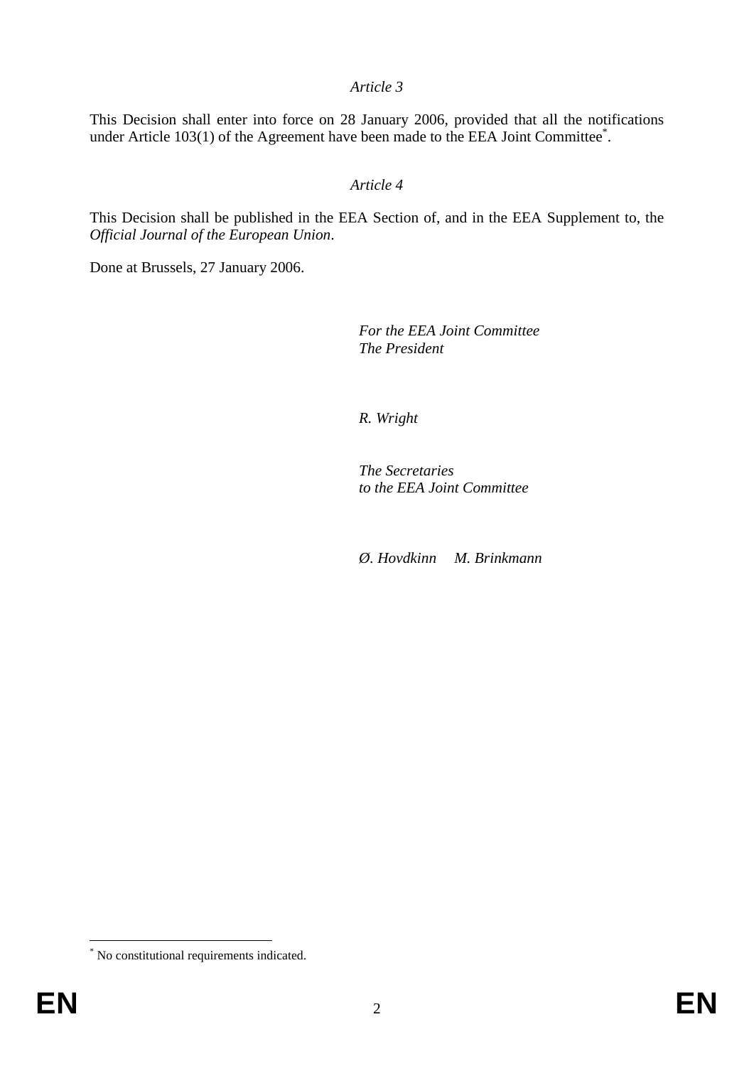*Article 3*

This Decision shall enter into force on 28 January 2006, provided that all the notifications under Article 103(1) of the Agreement have been made to the EEA Joint Committee[*].

*Article 4*

This Decision shall be published in the EEA Section of, and in the EEA Supplement to, the *Official Journal of the European Union*.

Done at Brussels, 27 January 2006.

*For the EEA Joint Committee*
*The President*

*R. Wright*

*The Secretaries*
*to the EEA Joint Committee*

*Ø. Hovdkinn M. Brinkmann*

[*] No constitutional requirements indicated.